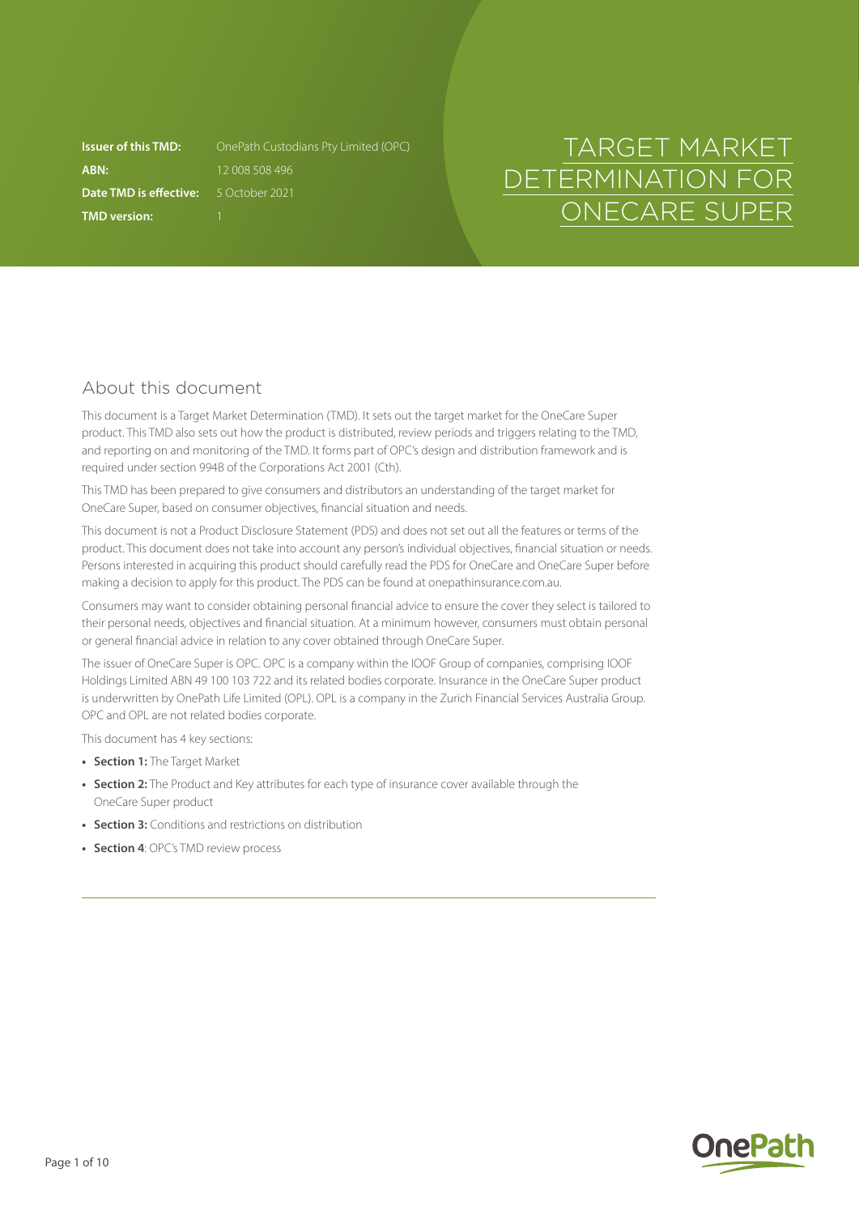# TARGET MARKET DETERMINATION FOR ONECARE SUPER

**Issuer of this TMD:** OnePath Custodians Pty Limited (OPC)
**ABN:** 12 008 508 496
**Date TMD is effective:** 5 October 2021
**TMD version:** 1

## About this document

This document is a Target Market Determination (TMD). It sets out the target market for the OneCare Super product. This TMD also sets out how the product is distributed, review periods and triggers relating to the TMD, and reporting on and monitoring of the TMD. It forms part of OPC's design and distribution framework and is required under section 994B of the Corporations Act 2001 (Cth).

This TMD has been prepared to give consumers and distributors an understanding of the target market for OneCare Super, based on consumer objectives, financial situation and needs.

This document is not a Product Disclosure Statement (PDS) and does not set out all the features or terms of the product. This document does not take into account any person's individual objectives, financial situation or needs. Persons interested in acquiring this product should carefully read the PDS for OneCare and OneCare Super before making a decision to apply for this product. The PDS can be found at onepathinsurance.com.au.

Consumers may want to consider obtaining personal financial advice to ensure the cover they select is tailored to their personal needs, objectives and financial situation. At a minimum however, consumers must obtain personal or general financial advice in relation to any cover obtained through OneCare Super.

The issuer of OneCare Super is OPC. OPC is a company within the IOOF Group of companies, comprising IOOF Holdings Limited ABN 49 100 103 722 and its related bodies corporate. Insurance in the OneCare Super product is underwritten by OnePath Life Limited (OPL). OPL is a company in the Zurich Financial Services Australia Group. OPC and OPL are not related bodies corporate.

This document has 4 key sections:

- **Section 1:** The Target Market
- **Section 2:** The Product and Key attributes for each type of insurance cover available through the OneCare Super product
- **Section 3:** Conditions and restrictions on distribution
- **Section 4**: OPC's TMD review process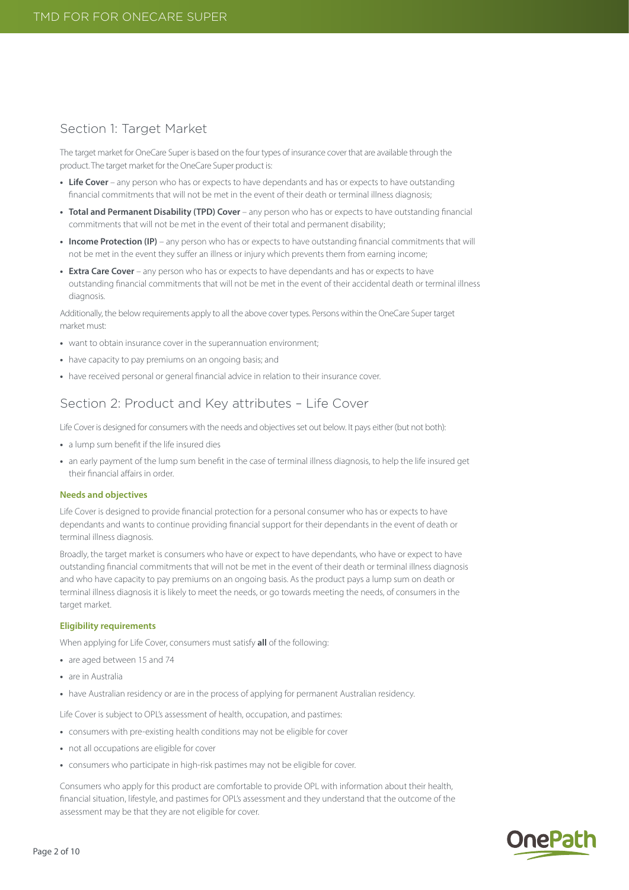## Section 1: Target Market

The target market for OneCare Super is based on the four types of insurance cover that are available through the product. The target market for the OneCare Super product is:

- **Life Cover** – any person who has or expects to have dependants and has or expects to have outstanding financial commitments that will not be met in the event of their death or terminal illness diagnosis;
- **Total and Permanent Disability (TPD) Cover** – any person who has or expects to have outstanding financial commitments that will not be met in the event of their total and permanent disability;
- **Income Protection (IP)** – any person who has or expects to have outstanding financial commitments that will not be met in the event they suffer an illness or injury which prevents them from earning income;
- **Extra Care Cover** – any person who has or expects to have dependants and has or expects to have outstanding financial commitments that will not be met in the event of their accidental death or terminal illness diagnosis.

Additionally, the below requirements apply to all the above cover types. Persons within the OneCare Super target market must:

- want to obtain insurance cover in the superannuation environment;
- have capacity to pay premiums on an ongoing basis; and
- have received personal or general financial advice in relation to their insurance cover.

## Section 2: Product and Key attributes – Life Cover

Life Cover is designed for consumers with the needs and objectives set out below. It pays either (but not both):

- a lump sum benefit if the life insured dies
- an early payment of the lump sum benefit in the case of terminal illness diagnosis, to help the life insured get their financial affairs in order.

### Needs and objectives

Life Cover is designed to provide financial protection for a personal consumer who has or expects to have dependants and wants to continue providing financial support for their dependants in the event of death or terminal illness diagnosis.

Broadly, the target market is consumers who have or expect to have dependants, who have or expect to have outstanding financial commitments that will not be met in the event of their death or terminal illness diagnosis and who have capacity to pay premiums on an ongoing basis. As the product pays a lump sum on death or terminal illness diagnosis it is likely to meet the needs, or go towards meeting the needs, of consumers in the target market.

### Eligibility requirements

When applying for Life Cover, consumers must satisfy **all** of the following:

- are aged between 15 and 74
- are in Australia
- have Australian residency or are in the process of applying for permanent Australian residency.

Life Cover is subject to OPL's assessment of health, occupation, and pastimes:

- consumers with pre-existing health conditions may not be eligible for cover
- not all occupations are eligible for cover
- consumers who participate in high-risk pastimes may not be eligible for cover.

Consumers who apply for this product are comfortable to provide OPL with information about their health, financial situation, lifestyle, and pastimes for OPL's assessment and they understand that the outcome of the assessment may be that they are not eligible for cover.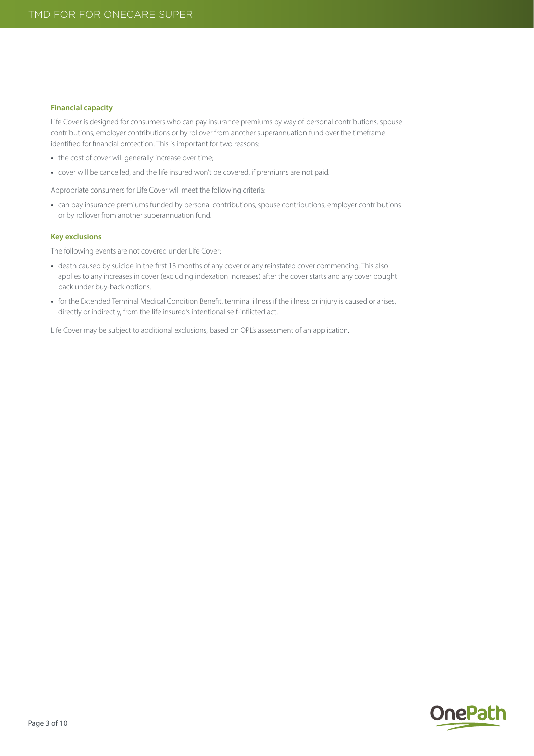### Financial capacity

Life Cover is designed for consumers who can pay insurance premiums by way of personal contributions, spouse contributions, employer contributions or by rollover from another superannuation fund over the timeframe identified for financial protection. This is important for two reasons:

- the cost of cover will generally increase over time;
- cover will be cancelled, and the life insured won't be covered, if premiums are not paid.

Appropriate consumers for Life Cover will meet the following criteria:

- can pay insurance premiums funded by personal contributions, spouse contributions, employer contributions or by rollover from another superannuation fund.

### Key exclusions

The following events are not covered under Life Cover:

- death caused by suicide in the first 13 months of any cover or any reinstated cover commencing. This also applies to any increases in cover (excluding indexation increases) after the cover starts and any cover bought back under buy-back options.
- for the Extended Terminal Medical Condition Benefit, terminal illness if the illness or injury is caused or arises, directly or indirectly, from the life insured's intentional self-inflicted act.

Life Cover may be subject to additional exclusions, based on OPL's assessment of an application.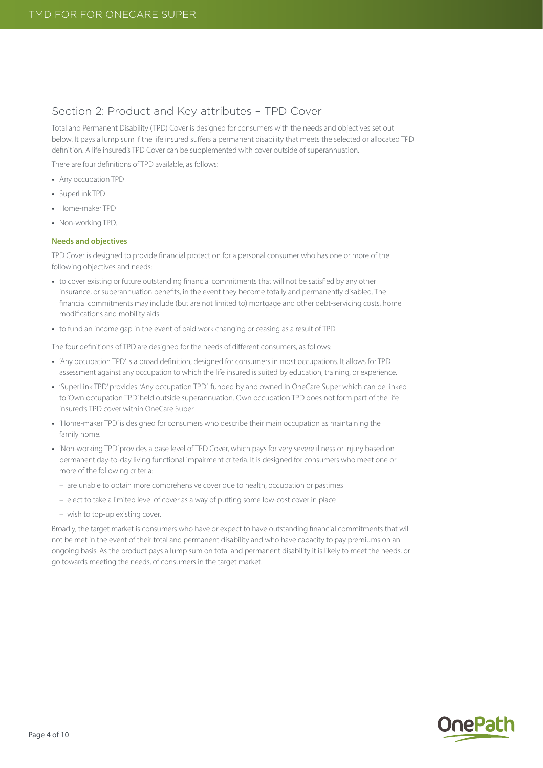## Section 2: Product and Key attributes – TPD Cover

Total and Permanent Disability (TPD) Cover is designed for consumers with the needs and objectives set out below. It pays a lump sum if the life insured suffers a permanent disability that meets the selected or allocated TPD definition. A life insured's TPD Cover can be supplemented with cover outside of superannuation.

There are four definitions of TPD available, as follows:

- Any occupation TPD
- SuperLink TPD
- Home-maker TPD
- Non-working TPD.

### Needs and objectives

TPD Cover is designed to provide financial protection for a personal consumer who has one or more of the following objectives and needs:

- to cover existing or future outstanding financial commitments that will not be satisfied by any other insurance, or superannuation benefits, in the event they become totally and permanently disabled. The financial commitments may include (but are not limited to) mortgage and other debt-servicing costs, home modifications and mobility aids.
- to fund an income gap in the event of paid work changing or ceasing as a result of TPD.

The four definitions of TPD are designed for the needs of different consumers, as follows:

- 'Any occupation TPD' is a broad definition, designed for consumers in most occupations. It allows for TPD assessment against any occupation to which the life insured is suited by education, training, or experience.
- 'SuperLink TPD' provides 'Any occupation TPD' funded by and owned in OneCare Super which can be linked to 'Own occupation TPD' held outside superannuation. Own occupation TPD does not form part of the life insured's TPD cover within OneCare Super.
- 'Home-maker TPD' is designed for consumers who describe their main occupation as maintaining the family home.
- 'Non-working TPD' provides a base level of TPD Cover, which pays for very severe illness or injury based on permanent day-to-day living functional impairment criteria. It is designed for consumers who meet one or more of the following criteria:
  - are unable to obtain more comprehensive cover due to health, occupation or pastimes
  - elect to take a limited level of cover as a way of putting some low-cost cover in place
  - wish to top-up existing cover.

Broadly, the target market is consumers who have or expect to have outstanding financial commitments that will not be met in the event of their total and permanent disability and who have capacity to pay premiums on an ongoing basis. As the product pays a lump sum on total and permanent disability it is likely to meet the needs, or go towards meeting the needs, of consumers in the target market.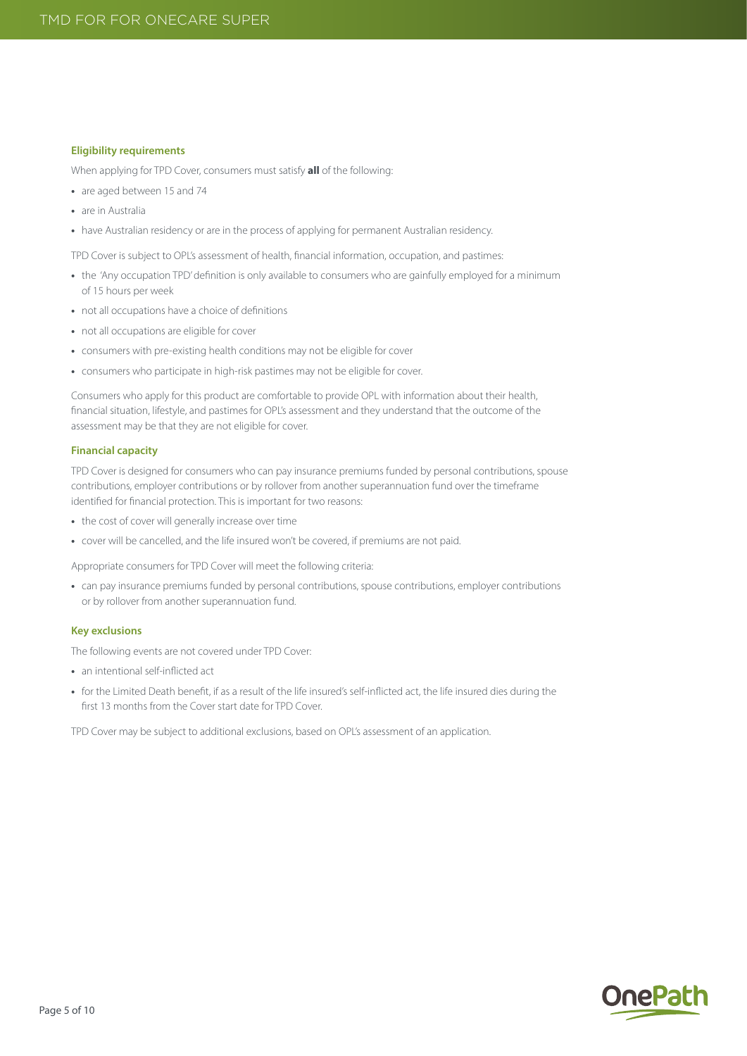### Eligibility requirements

When applying for TPD Cover, consumers must satisfy **all** of the following:

- are aged between 15 and 74
- are in Australia
- have Australian residency or are in the process of applying for permanent Australian residency.

TPD Cover is subject to OPL's assessment of health, financial information, occupation, and pastimes:

- the 'Any occupation TPD' definition is only available to consumers who are gainfully employed for a minimum of 15 hours per week
- not all occupations have a choice of definitions
- not all occupations are eligible for cover
- consumers with pre-existing health conditions may not be eligible for cover
- consumers who participate in high-risk pastimes may not be eligible for cover.

Consumers who apply for this product are comfortable to provide OPL with information about their health, financial situation, lifestyle, and pastimes for OPL's assessment and they understand that the outcome of the assessment may be that they are not eligible for cover.

### Financial capacity

TPD Cover is designed for consumers who can pay insurance premiums funded by personal contributions, spouse contributions, employer contributions or by rollover from another superannuation fund over the timeframe identified for financial protection. This is important for two reasons:

- the cost of cover will generally increase over time
- cover will be cancelled, and the life insured won't be covered, if premiums are not paid.

Appropriate consumers for TPD Cover will meet the following criteria:

- can pay insurance premiums funded by personal contributions, spouse contributions, employer contributions or by rollover from another superannuation fund.

### Key exclusions

The following events are not covered under TPD Cover:

- an intentional self-inflicted act
- for the Limited Death benefit, if as a result of the life insured's self-inflicted act, the life insured dies during the first 13 months from the Cover start date for TPD Cover.

TPD Cover may be subject to additional exclusions, based on OPL's assessment of an application.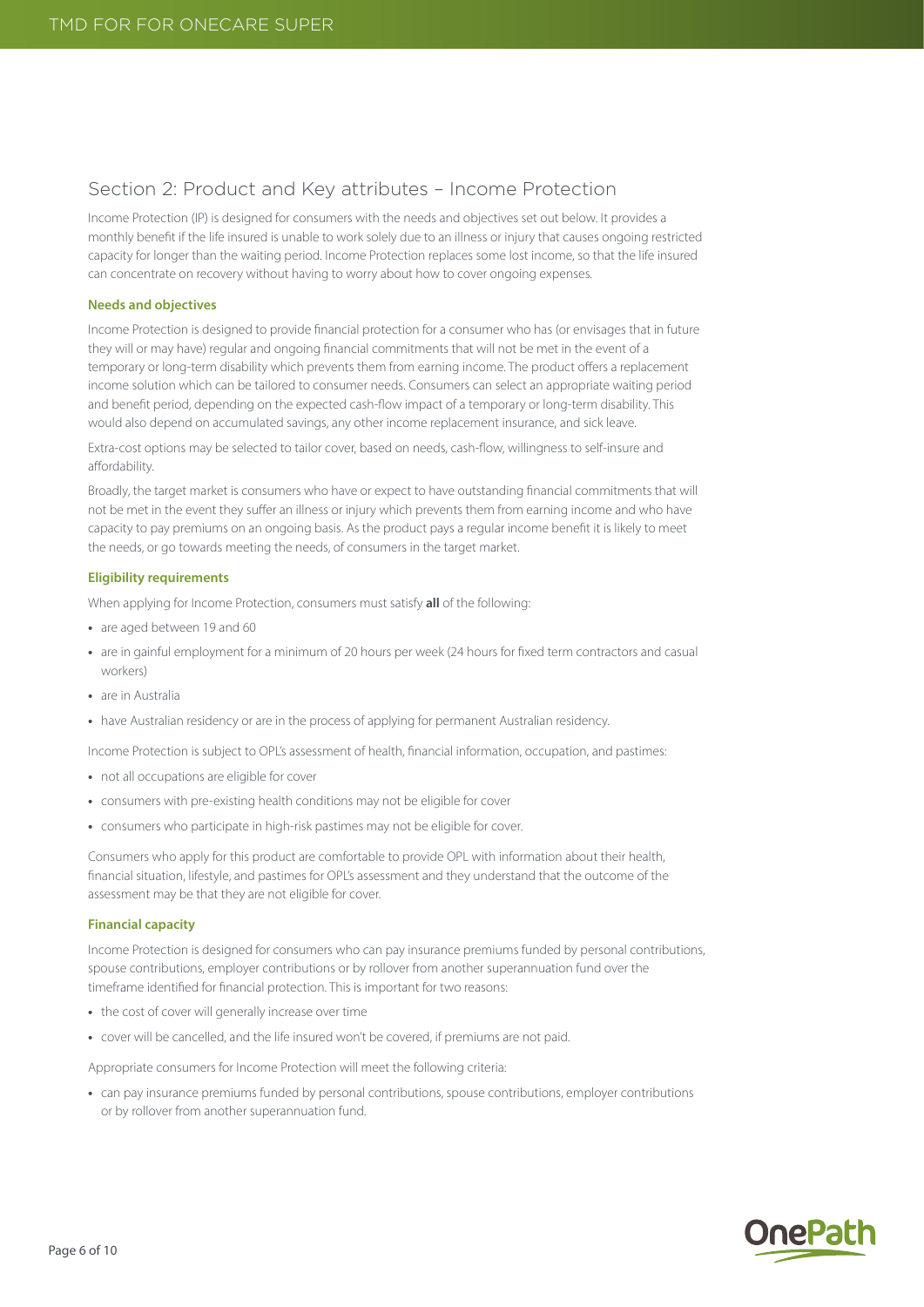## Section 2: Product and Key attributes – Income Protection

Income Protection (IP) is designed for consumers with the needs and objectives set out below. It provides a monthly benefit if the life insured is unable to work solely due to an illness or injury that causes ongoing restricted capacity for longer than the waiting period. Income Protection replaces some lost income, so that the life insured can concentrate on recovery without having to worry about how to cover ongoing expenses.

### Needs and objectives

Income Protection is designed to provide financial protection for a consumer who has (or envisages that in future they will or may have) regular and ongoing financial commitments that will not be met in the event of a temporary or long-term disability which prevents them from earning income. The product offers a replacement income solution which can be tailored to consumer needs. Consumers can select an appropriate waiting period and benefit period, depending on the expected cash-flow impact of a temporary or long-term disability. This would also depend on accumulated savings, any other income replacement insurance, and sick leave.

Extra-cost options may be selected to tailor cover, based on needs, cash-flow, willingness to self-insure and affordability.

Broadly, the target market is consumers who have or expect to have outstanding financial commitments that will not be met in the event they suffer an illness or injury which prevents them from earning income and who have capacity to pay premiums on an ongoing basis. As the product pays a regular income benefit it is likely to meet the needs, or go towards meeting the needs, of consumers in the target market.

### Eligibility requirements

When applying for Income Protection, consumers must satisfy **all** of the following:

- are aged between 19 and 60
- are in gainful employment for a minimum of 20 hours per week (24 hours for fixed term contractors and casual workers)
- are in Australia
- have Australian residency or are in the process of applying for permanent Australian residency.

Income Protection is subject to OPL's assessment of health, financial information, occupation, and pastimes:

- not all occupations are eligible for cover
- consumers with pre-existing health conditions may not be eligible for cover
- consumers who participate in high-risk pastimes may not be eligible for cover.

Consumers who apply for this product are comfortable to provide OPL with information about their health, financial situation, lifestyle, and pastimes for OPL's assessment and they understand that the outcome of the assessment may be that they are not eligible for cover.

### Financial capacity

Income Protection is designed for consumers who can pay insurance premiums funded by personal contributions, spouse contributions, employer contributions or by rollover from another superannuation fund over the timeframe identified for financial protection. This is important for two reasons:

- the cost of cover will generally increase over time
- cover will be cancelled, and the life insured won't be covered, if premiums are not paid.

Appropriate consumers for Income Protection will meet the following criteria:

- can pay insurance premiums funded by personal contributions, spouse contributions, employer contributions or by rollover from another superannuation fund.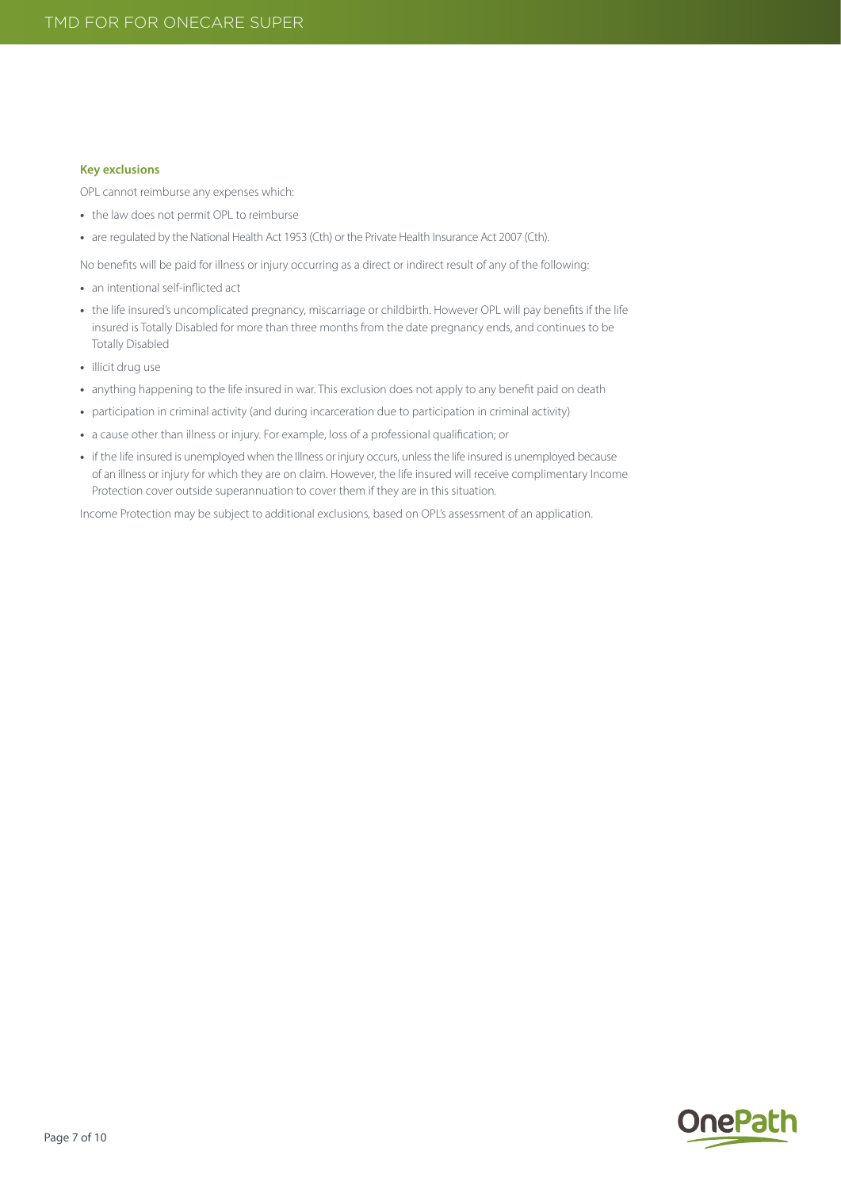### Key exclusions

OPL cannot reimburse any expenses which:

- the law does not permit OPL to reimburse
- are regulated by the National Health Act 1953 (Cth) or the Private Health Insurance Act 2007 (Cth).

No benefits will be paid for illness or injury occurring as a direct or indirect result of any of the following:

- an intentional self-inflicted act
- the life insured's uncomplicated pregnancy, miscarriage or childbirth. However OPL will pay benefits if the life insured is Totally Disabled for more than three months from the date pregnancy ends, and continues to be Totally Disabled
- illicit drug use
- anything happening to the life insured in war. This exclusion does not apply to any benefit paid on death
- participation in criminal activity (and during incarceration due to participation in criminal activity)
- a cause other than illness or injury. For example, loss of a professional qualification; or
- if the life insured is unemployed when the Illness or injury occurs, unless the life insured is unemployed because of an illness or injury for which they are on claim. However, the life insured will receive complimentary Income Protection cover outside superannuation to cover them if they are in this situation.

Income Protection may be subject to additional exclusions, based on OPL's assessment of an application.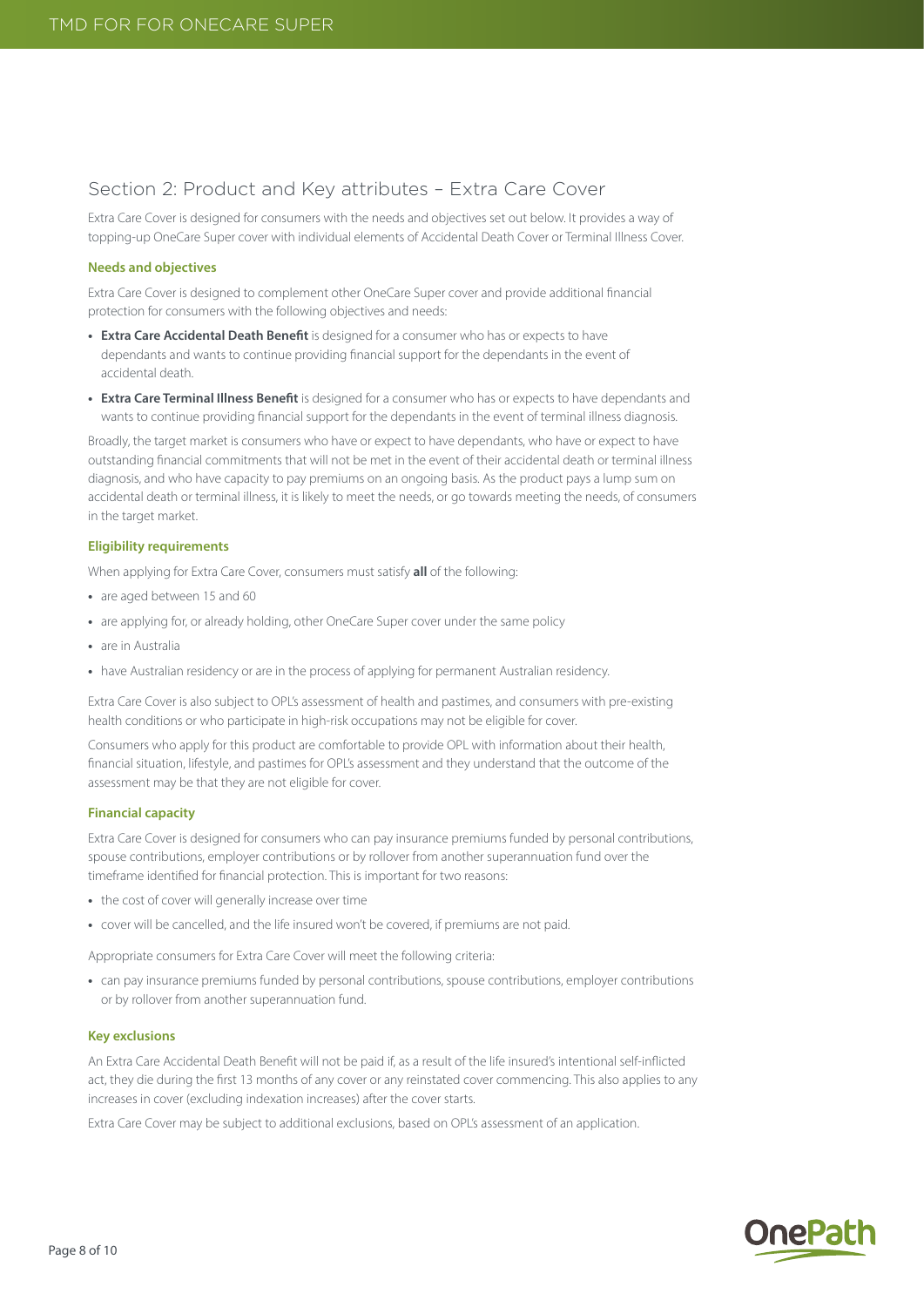## Section 2: Product and Key attributes – Extra Care Cover

Extra Care Cover is designed for consumers with the needs and objectives set out below. It provides a way of topping-up OneCare Super cover with individual elements of Accidental Death Cover or Terminal Illness Cover.

### Needs and objectives

Extra Care Cover is designed to complement other OneCare Super cover and provide additional financial protection for consumers with the following objectives and needs:

- **Extra Care Accidental Death Benefit** is designed for a consumer who has or expects to have dependants and wants to continue providing financial support for the dependants in the event of accidental death.
- **Extra Care Terminal Illness Benefit** is designed for a consumer who has or expects to have dependants and wants to continue providing financial support for the dependants in the event of terminal illness diagnosis.

Broadly, the target market is consumers who have or expect to have dependants, who have or expect to have outstanding financial commitments that will not be met in the event of their accidental death or terminal illness diagnosis, and who have capacity to pay premiums on an ongoing basis. As the product pays a lump sum on accidental death or terminal illness, it is likely to meet the needs, or go towards meeting the needs, of consumers in the target market.

### Eligibility requirements

When applying for Extra Care Cover, consumers must satisfy **all** of the following:

- are aged between 15 and 60
- are applying for, or already holding, other OneCare Super cover under the same policy
- are in Australia
- have Australian residency or are in the process of applying for permanent Australian residency.

Extra Care Cover is also subject to OPL's assessment of health and pastimes, and consumers with pre-existing health conditions or who participate in high-risk occupations may not be eligible for cover.

Consumers who apply for this product are comfortable to provide OPL with information about their health, financial situation, lifestyle, and pastimes for OPL's assessment and they understand that the outcome of the assessment may be that they are not eligible for cover.

### Financial capacity

Extra Care Cover is designed for consumers who can pay insurance premiums funded by personal contributions, spouse contributions, employer contributions or by rollover from another superannuation fund over the timeframe identified for financial protection. This is important for two reasons:

- the cost of cover will generally increase over time
- cover will be cancelled, and the life insured won't be covered, if premiums are not paid.

Appropriate consumers for Extra Care Cover will meet the following criteria:

- can pay insurance premiums funded by personal contributions, spouse contributions, employer contributions or by rollover from another superannuation fund.

### Key exclusions

An Extra Care Accidental Death Benefit will not be paid if, as a result of the life insured's intentional self-inflicted act, they die during the first 13 months of any cover or any reinstated cover commencing. This also applies to any increases in cover (excluding indexation increases) after the cover starts.

Extra Care Cover may be subject to additional exclusions, based on OPL's assessment of an application.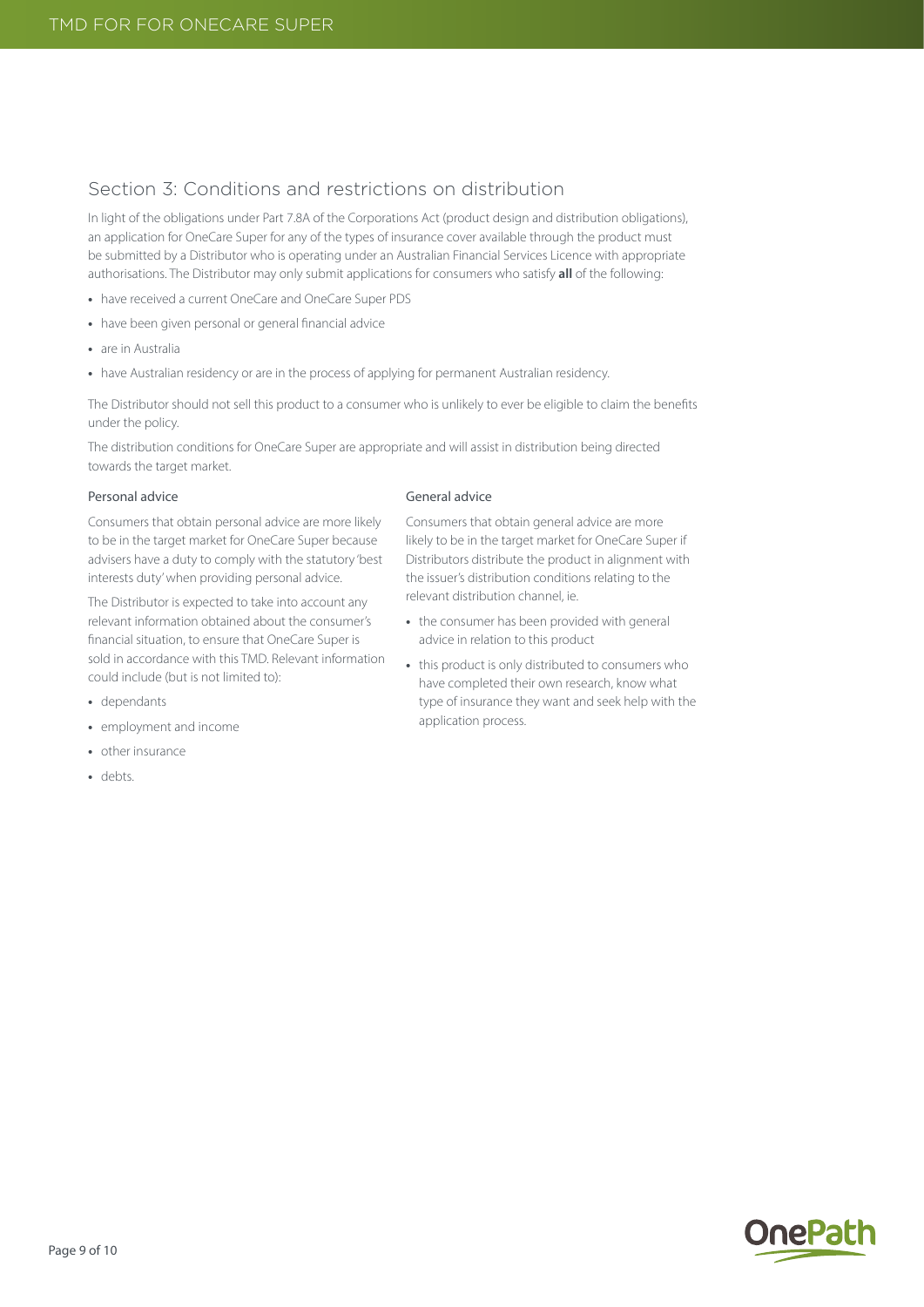## Section 3: Conditions and restrictions on distribution

In light of the obligations under Part 7.8A of the Corporations Act (product design and distribution obligations), an application for OneCare Super for any of the types of insurance cover available through the product must be submitted by a Distributor who is operating under an Australian Financial Services Licence with appropriate authorisations. The Distributor may only submit applications for consumers who satisfy **all** of the following:

- have received a current OneCare and OneCare Super PDS
- have been given personal or general financial advice
- are in Australia
- have Australian residency or are in the process of applying for permanent Australian residency.

The Distributor should not sell this product to a consumer who is unlikely to ever be eligible to claim the benefits under the policy.

The distribution conditions for OneCare Super are appropriate and will assist in distribution being directed towards the target market.

### Personal advice

Consumers that obtain personal advice are more likely to be in the target market for OneCare Super because advisers have a duty to comply with the statutory 'best interests duty' when providing personal advice.

The Distributor is expected to take into account any relevant information obtained about the consumer's financial situation, to ensure that OneCare Super is sold in accordance with this TMD. Relevant information could include (but is not limited to):

- dependants
- employment and income
- other insurance
- debts.

### General advice

Consumers that obtain general advice are more likely to be in the target market for OneCare Super if Distributors distribute the product in alignment with the issuer's distribution conditions relating to the relevant distribution channel, ie.

- the consumer has been provided with general advice in relation to this product
- this product is only distributed to consumers who have completed their own research, know what type of insurance they want and seek help with the application process.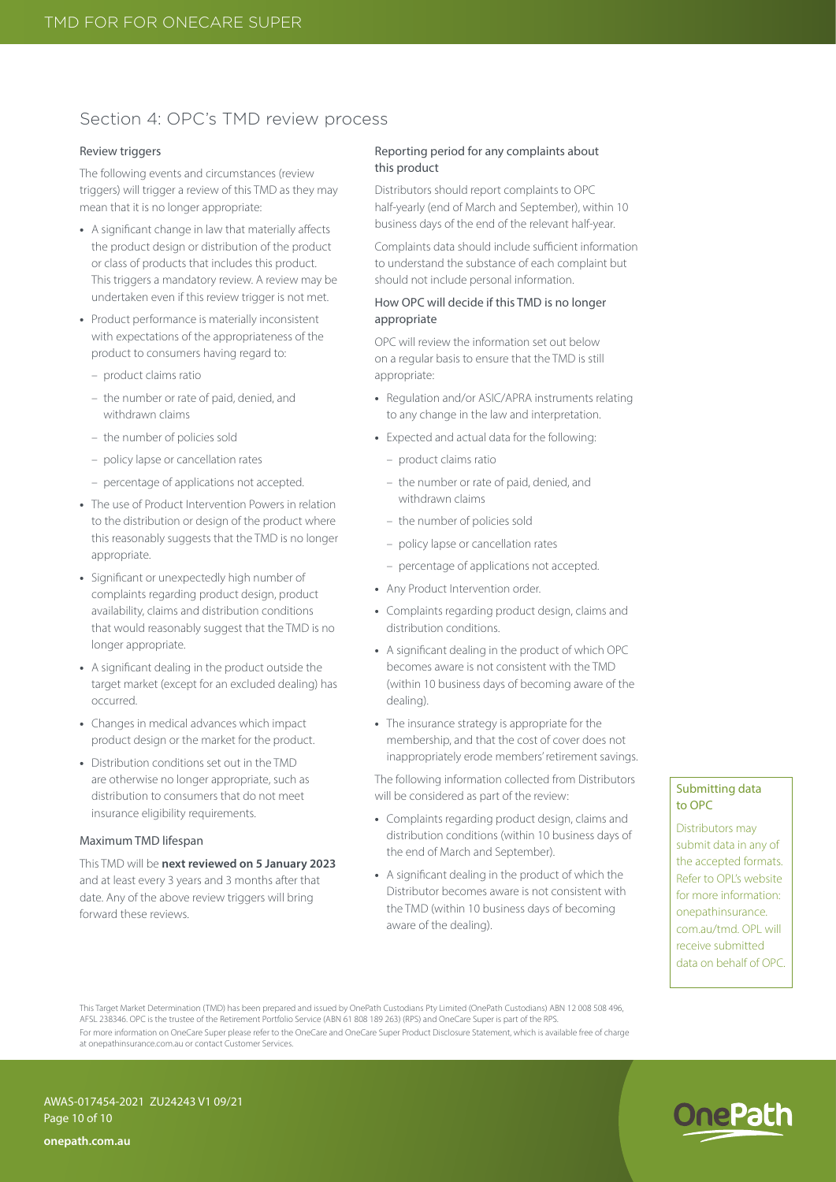## Section 4: OPC's TMD review process

### Review triggers

The following events and circumstances (review triggers) will trigger a review of this TMD as they may mean that it is no longer appropriate:

- A significant change in law that materially affects the product design or distribution of the product or class of products that includes this product. This triggers a mandatory review. A review may be undertaken even if this review trigger is not met.
- Product performance is materially inconsistent with expectations of the appropriateness of the product to consumers having regard to:
  - product claims ratio
  - the number or rate of paid, denied, and withdrawn claims
  - the number of policies sold
  - policy lapse or cancellation rates
  - percentage of applications not accepted.
- The use of Product Intervention Powers in relation to the distribution or design of the product where this reasonably suggests that the TMD is no longer appropriate.
- Significant or unexpectedly high number of complaints regarding product design, product availability, claims and distribution conditions that would reasonably suggest that the TMD is no longer appropriate.
- A significant dealing in the product outside the target market (except for an excluded dealing) has occurred.
- Changes in medical advances which impact product design or the market for the product.
- Distribution conditions set out in the TMD are otherwise no longer appropriate, such as distribution to consumers that do not meet insurance eligibility requirements.

### Maximum TMD lifespan

This TMD will be **next reviewed on 5 January 2023** and at least every 3 years and 3 months after that date. Any of the above review triggers will bring forward these reviews.

### Reporting period for any complaints about this product

Distributors should report complaints to OPC half-yearly (end of March and September), within 10 business days of the end of the relevant half-year.

Complaints data should include sufficient information to understand the substance of each complaint but should not include personal information.

### How OPC will decide if this TMD is no longer appropriate

OPC will review the information set out below on a regular basis to ensure that the TMD is still appropriate:

- Regulation and/or ASIC/APRA instruments relating to any change in the law and interpretation.
- Expected and actual data for the following:
  - product claims ratio
  - the number or rate of paid, denied, and withdrawn claims
  - the number of policies sold
  - policy lapse or cancellation rates
  - percentage of applications not accepted.
- Any Product Intervention order.
- Complaints regarding product design, claims and distribution conditions.
- A significant dealing in the product of which OPC becomes aware is not consistent with the TMD (within 10 business days of becoming aware of the dealing).
- The insurance strategy is appropriate for the membership, and that the cost of cover does not inappropriately erode members' retirement savings.

The following information collected from Distributors will be considered as part of the review:

- Complaints regarding product design, claims and distribution conditions (within 10 business days of the end of March and September).
- A significant dealing in the product of which the Distributor becomes aware is not consistent with the TMD (within 10 business days of becoming aware of the dealing).

### Submitting data to OPC

Distributors may submit data in any of the accepted formats. Refer to OPL's website for more information: onepathinsurance.com.au/tmd. OPL will receive submitted data on behalf of OPC.

This Target Market Determination (TMD) has been prepared and issued by OnePath Custodians Pty Limited (OnePath Custodians) ABN 12 008 508 496, AFSL 238346. OPC is the trustee of the Retirement Portfolio Service (ABN 61 808 189 263) (RPS) and OneCare Super is part of the RPS.
For more information on OneCare Super please refer to the OneCare and OneCare Super Product Disclosure Statement, which is available free of charge at onepathinsurance.com.au or contact Customer Services.

AWAS-017454-2021 ZU24243 V1 09/21